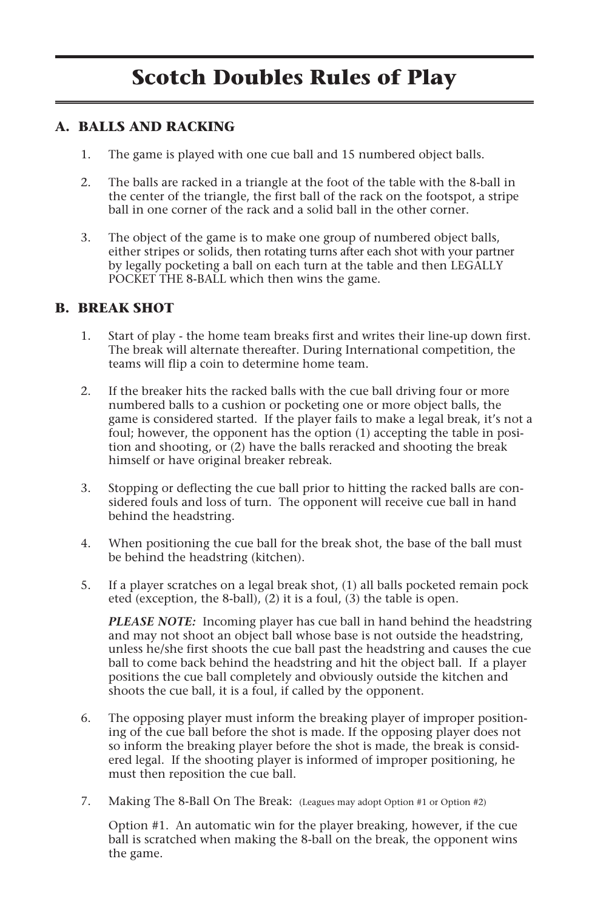# Scotch Doubles Rules of Play

## A. BALLS AND RACKING

1. The game is played with one cue ball and 15 numbered object balls.

2. The balls are racked in a triangle at the foot of the table with the 8-ball in the center of the triangle, the first ball of the rack on the footspot, a stripe ball in one corner of the rack and a solid ball in the other corner.

3. The object of the game is to make one group of numbered object balls, either stripes or solids, then rotating turns after each shot with your partner by legally pocketing a ball on each turn at the table and then LEGALLY POCKET THE 8-BALL which then wins the game.

## B. BREAK SHOT

1. Start of play - the home team breaks first and writes their line-up down first. The break will alternate thereafter. During International competition, the teams will flip a coin to determine home team.

2. If the breaker hits the racked balls with the cue ball driving four or more numbered balls to a cushion or pocketing one or more object balls, the game is considered started. If the player fails to make a legal break, it's not a foul; however, the opponent has the option (1) accepting the table in position and shooting, or (2) have the balls reracked and shooting the break himself or have original breaker rebreak.

3. Stopping or deflecting the cue ball prior to hitting the racked balls are considered fouls and loss of turn. The opponent will receive cue ball in hand behind the headstring.

4. When positioning the cue ball for the break shot, the base of the ball must be behind the headstring (kitchen).

5. If a player scratches on a legal break shot, (1) all balls pocketed remain pocketed (exception, the 8-ball), (2) it is a foul, (3) the table is open.

   ***PLEASE NOTE:*** Incoming player has cue ball in hand behind the headstring and may not shoot an object ball whose base is not outside the headstring, unless he/she first shoots the cue ball past the headstring and causes the cue ball to come back behind the headstring and hit the object ball. If a player positions the cue ball completely and obviously outside the kitchen and shoots the cue ball, it is a foul, if called by the opponent.

6. The opposing player must inform the breaking player of improper positioning of the cue ball before the shot is made. If the opposing player does not so inform the breaking player before the shot is made, the break is considered legal. If the shooting player is informed of improper positioning, he must then reposition the cue ball.

7. Making The 8-Ball On The Break: (Leagues may adopt Option #1 or Option #2)

   Option #1. An automatic win for the player breaking, however, if the cue ball is scratched when making the 8-ball on the break, the opponent wins the game.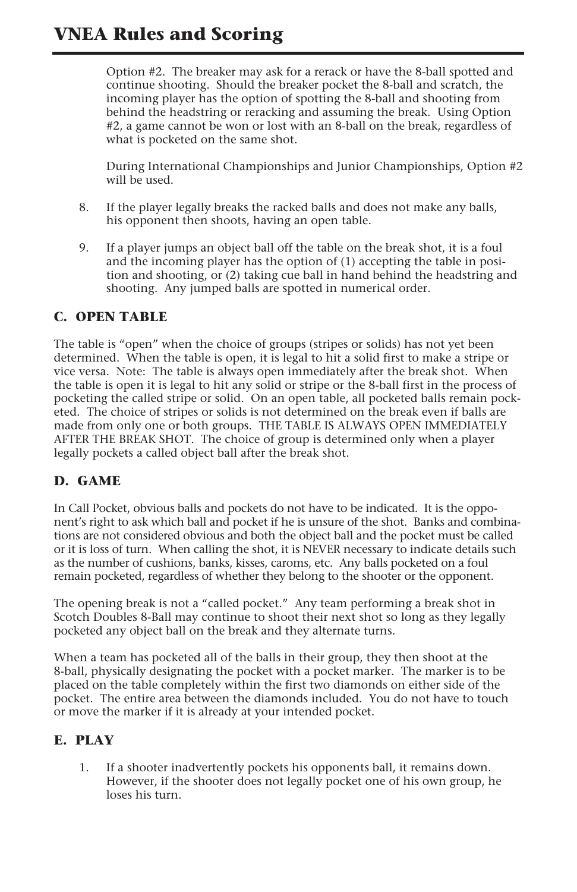Option #2. The breaker may ask for a rerack or have the 8-ball spotted and continue shooting. Should the breaker pocket the 8-ball and scratch, the incoming player has the option of spotting the 8-ball and shooting from behind the headstring or reracking and assuming the break. Using Option #2, a game cannot be won or lost with an 8-ball on the break, regardless of what is pocketed on the same shot.

During International Championships and Junior Championships, Option #2 will be used.

8. If the player legally breaks the racked balls and does not make any balls, his opponent then shoots, having an open table.

9. If a player jumps an object ball off the table on the break shot, it is a foul and the incoming player has the option of (1) accepting the table in position and shooting, or (2) taking cue ball in hand behind the headstring and shooting. Any jumped balls are spotted in numerical order.

## C. OPEN TABLE

The table is "open" when the choice of groups (stripes or solids) has not yet been determined. When the table is open, it is legal to hit a solid first to make a stripe or vice versa. Note: The table is always open immediately after the break shot. When the table is open it is legal to hit any solid or stripe or the 8-ball first in the process of pocketing the called stripe or solid. On an open table, all pocketed balls remain pocketed. The choice of stripes or solids is not determined on the break even if balls are made from only one or both groups. THE TABLE IS ALWAYS OPEN IMMEDIATELY AFTER THE BREAK SHOT. The choice of group is determined only when a player legally pockets a called object ball after the break shot.

## D. GAME

In Call Pocket, obvious balls and pockets do not have to be indicated. It is the opponent's right to ask which ball and pocket if he is unsure of the shot. Banks and combinations are not considered obvious and both the object ball and the pocket must be called or it is loss of turn. When calling the shot, it is NEVER necessary to indicate details such as the number of cushions, banks, kisses, caroms, etc. Any balls pocketed on a foul remain pocketed, regardless of whether they belong to the shooter or the opponent.

The opening break is not a "called pocket." Any team performing a break shot in Scotch Doubles 8-Ball may continue to shoot their next shot so long as they legally pocketed any object ball on the break and they alternate turns.

When a team has pocketed all of the balls in their group, they then shoot at the 8-ball, physically designating the pocket with a pocket marker. The marker is to be placed on the table completely within the first two diamonds on either side of the pocket. The entire area between the diamonds included. You do not have to touch or move the marker if it is already at your intended pocket.

## E. PLAY

1. If a shooter inadvertently pockets his opponents ball, it remains down. However, if the shooter does not legally pocket one of his own group, he loses his turn.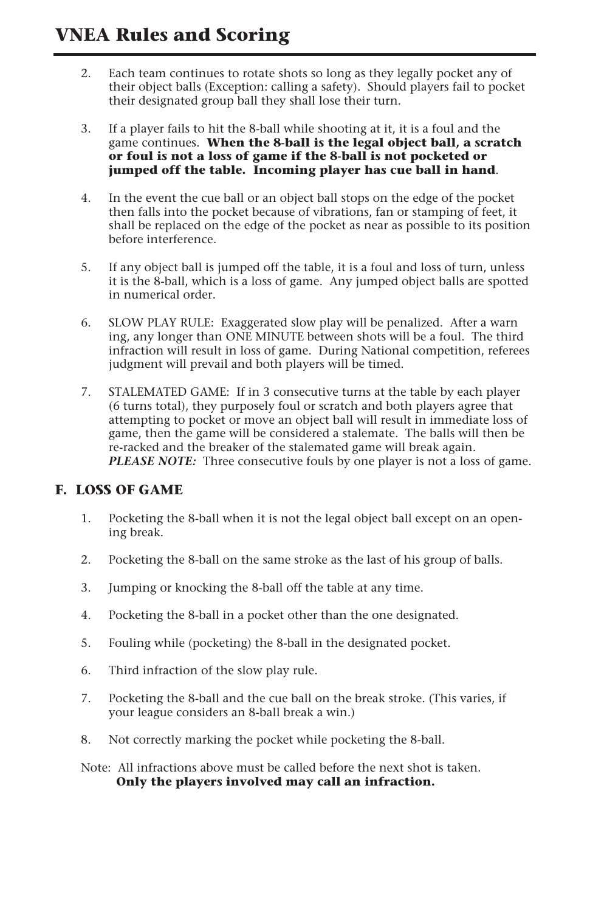# VNEA Rules and Scoring

2. Each team continues to rotate shots so long as they legally pocket any of their object balls (Exception: calling a safety). Should players fail to pocket their designated group ball they shall lose their turn.

3. If a player fails to hit the 8-ball while shooting at it, it is a foul and the game continues. **When the 8-ball is the legal object ball, a scratch or foul is not a loss of game if the 8-ball is not pocketed or jumped off the table. Incoming player has cue ball in hand**.

4. In the event the cue ball or an object ball stops on the edge of the pocket then falls into the pocket because of vibrations, fan or stamping of feet, it shall be replaced on the edge of the pocket as near as possible to its position before interference.

5. If any object ball is jumped off the table, it is a foul and loss of turn, unless it is the 8-ball, which is a loss of game. Any jumped object balls are spotted in numerical order.

6. SLOW PLAY RULE: Exaggerated slow play will be penalized. After a warning, any longer than ONE MINUTE between shots will be a foul. The third infraction will result in loss of game. During National competition, referees judgment will prevail and both players will be timed.

7. STALEMATED GAME: If in 3 consecutive turns at the table by each player (6 turns total), they purposely foul or scratch and both players agree that attempting to pocket or move an object ball will result in immediate loss of game, then the game will be considered a stalemate. The balls will then be re-racked and the breaker of the stalemated game will break again. ***PLEASE NOTE:*** Three consecutive fouls by one player is not a loss of game.

### F. LOSS OF GAME

1. Pocketing the 8-ball when it is not the legal object ball except on an opening break.

2. Pocketing the 8-ball on the same stroke as the last of his group of balls.

3. Jumping or knocking the 8-ball off the table at any time.

4. Pocketing the 8-ball in a pocket other than the one designated.

5. Fouling while (pocketing) the 8-ball in the designated pocket.

6. Third infraction of the slow play rule.

7. Pocketing the 8-ball and the cue ball on the break stroke. (This varies, if your league considers an 8-ball break a win.)

8. Not correctly marking the pocket while pocketing the 8-ball.

Note: All infractions above must be called before the next shot is taken.
**Only the players involved may call an infraction.**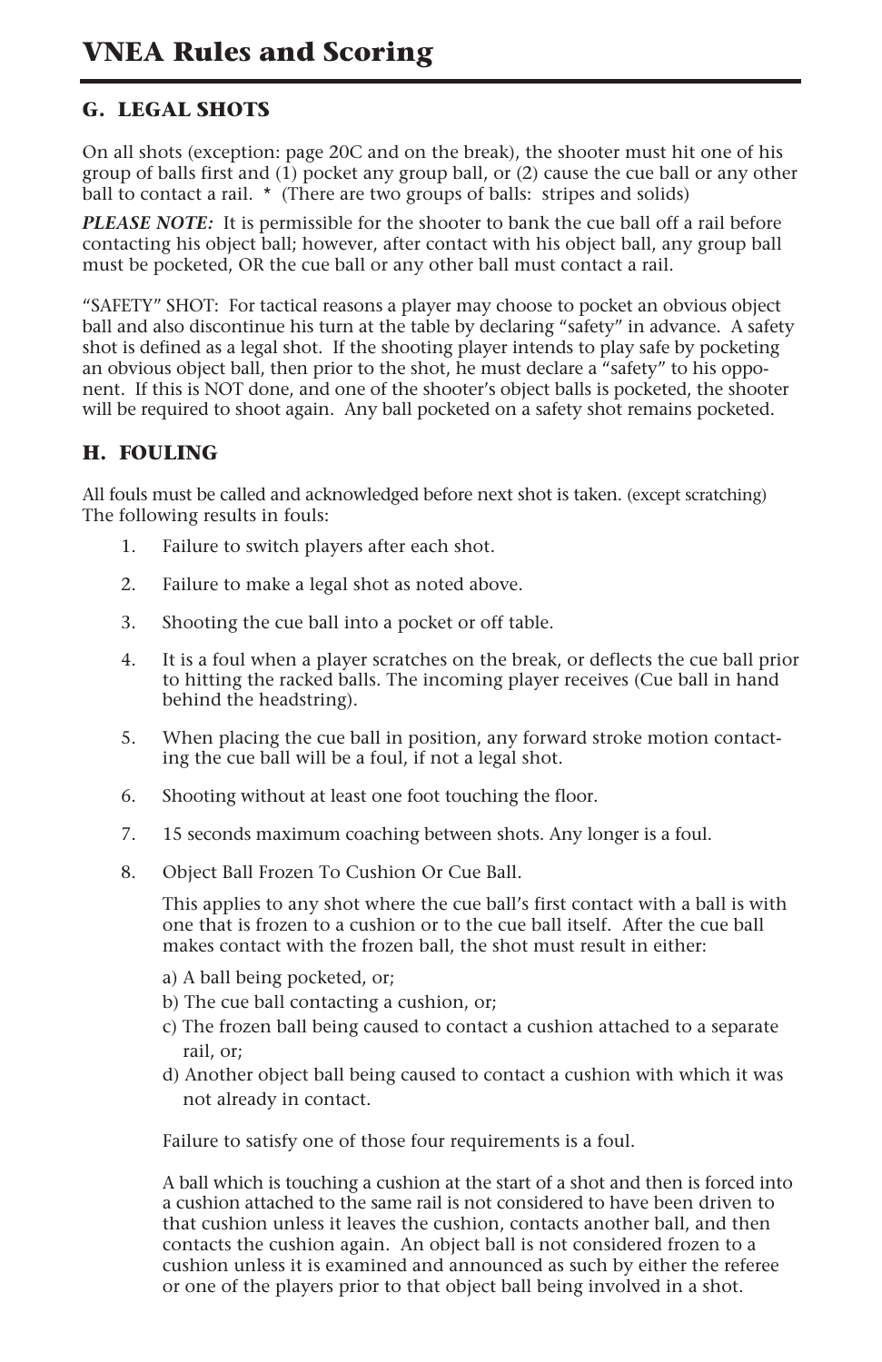# VNEA Rules and Scoring

## G. LEGAL SHOTS

On all shots (exception: page 20C and on the break), the shooter must hit one of his group of balls first and (1) pocket any group ball, or (2) cause the cue ball or any other ball to contact a rail. * (There are two groups of balls: stripes and solids)

***PLEASE NOTE:*** It is permissible for the shooter to bank the cue ball off a rail before contacting his object ball; however, after contact with his object ball, any group ball must be pocketed, OR the cue ball or any other ball must contact a rail.

"SAFETY" SHOT: For tactical reasons a player may choose to pocket an obvious object ball and also discontinue his turn at the table by declaring "safety" in advance. A safety shot is defined as a legal shot. If the shooting player intends to play safe by pocketing an obvious object ball, then prior to the shot, he must declare a "safety" to his opponent. If this is NOT done, and one of the shooter's object balls is pocketed, the shooter will be required to shoot again. Any ball pocketed on a safety shot remains pocketed.

## H. FOULING

All fouls must be called and acknowledged before next shot is taken. (except scratching)
The following results in fouls:

1. Failure to switch players after each shot.

2. Failure to make a legal shot as noted above.

3. Shooting the cue ball into a pocket or off table.

4. It is a foul when a player scratches on the break, or deflects the cue ball prior to hitting the racked balls. The incoming player receives (Cue ball in hand behind the headstring).

5. When placing the cue ball in position, any forward stroke motion contacting the cue ball will be a foul, if not a legal shot.

6. Shooting without at least one foot touching the floor.

7. 15 seconds maximum coaching between shots. Any longer is a foul.

8. Object Ball Frozen To Cushion Or Cue Ball.

   This applies to any shot where the cue ball's first contact with a ball is with one that is frozen to a cushion or to the cue ball itself. After the cue ball makes contact with the frozen ball, the shot must result in either:

   a) A ball being pocketed, or;
   b) The cue ball contacting a cushion, or;
   c) The frozen ball being caused to contact a cushion attached to a separate rail, or;
   d) Another object ball being caused to contact a cushion with which it was not already in contact.

   Failure to satisfy one of those four requirements is a foul.

   A ball which is touching a cushion at the start of a shot and then is forced into a cushion attached to the same rail is not considered to have been driven to that cushion unless it leaves the cushion, contacts another ball, and then contacts the cushion again. An object ball is not considered frozen to a cushion unless it is examined and announced as such by either the referee or one of the players prior to that object ball being involved in a shot.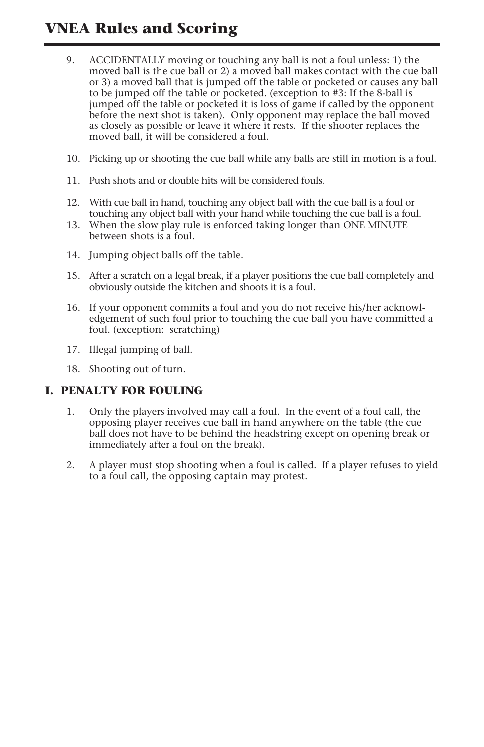# VNEA Rules and Scoring

9. ACCIDENTALLY moving or touching any ball is not a foul unless: 1) the moved ball is the cue ball or 2) a moved ball makes contact with the cue ball or 3) a moved ball that is jumped off the table or pocketed or causes any ball to be jumped off the table or pocketed. (exception to #3: If the 8-ball is jumped off the table or pocketed it is loss of game if called by the opponent before the next shot is taken). Only opponent may replace the ball moved as closely as possible or leave it where it rests. If the shooter replaces the moved ball, it will be considered a foul.

10. Picking up or shooting the cue ball while any balls are still in motion is a foul.

11. Push shots and or double hits will be considered fouls.

12. With cue ball in hand, touching any object ball with the cue ball is a foul or touching any object ball with your hand while touching the cue ball is a foul.

13. When the slow play rule is enforced taking longer than ONE MINUTE between shots is a foul.

14. Jumping object balls off the table.

15. After a scratch on a legal break, if a player positions the cue ball completely and obviously outside the kitchen and shoots it is a foul.

16. If your opponent commits a foul and you do not receive his/her acknowledgement of such foul prior to touching the cue ball you have committed a foul. (exception: scratching)

17. Illegal jumping of ball.

18. Shooting out of turn.

## I. PENALTY FOR FOULING

1. Only the players involved may call a foul. In the event of a foul call, the opposing player receives cue ball in hand anywhere on the table (the cue ball does not have to be behind the headstring except on opening break or immediately after a foul on the break).

2. A player must stop shooting when a foul is called. If a player refuses to yield to a foul call, the opposing captain may protest.